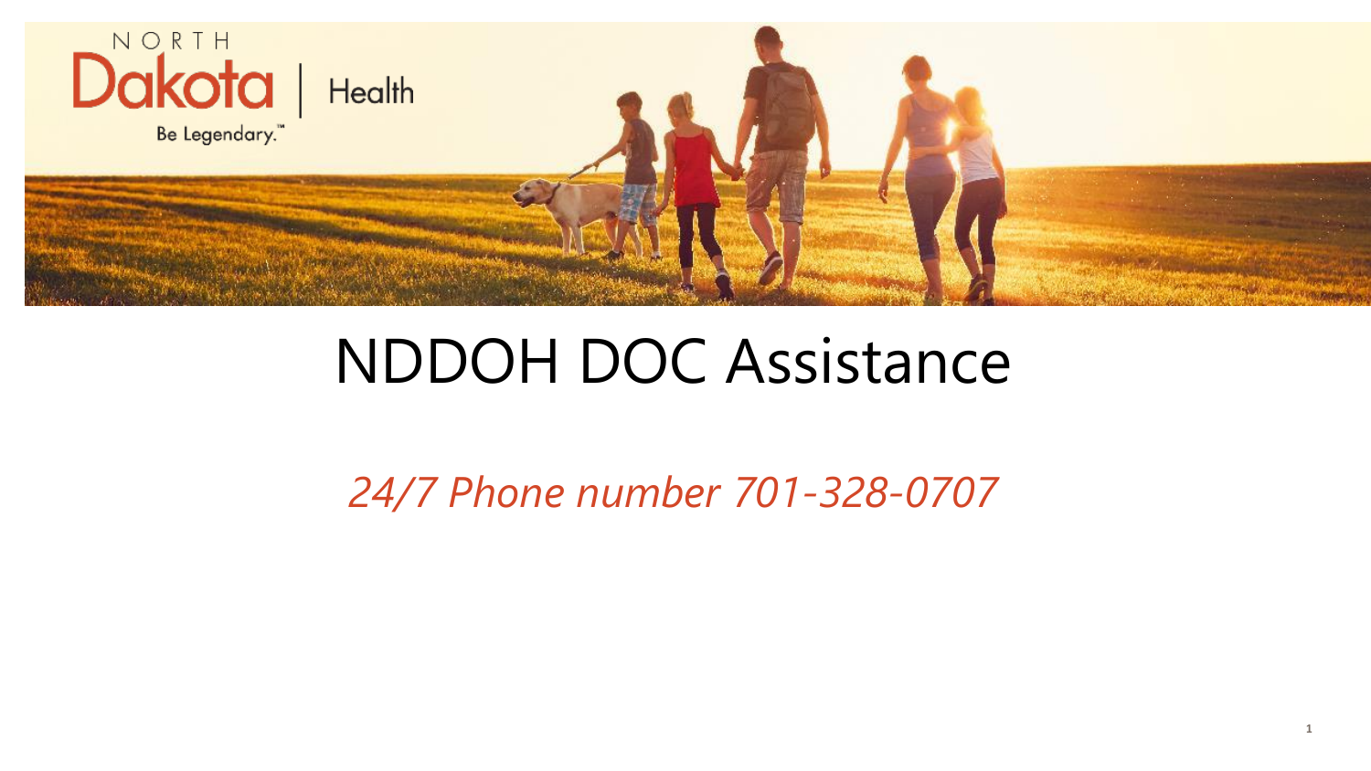# NDDOH DOC Assistance

*24/7 Phone number 701-328-0707*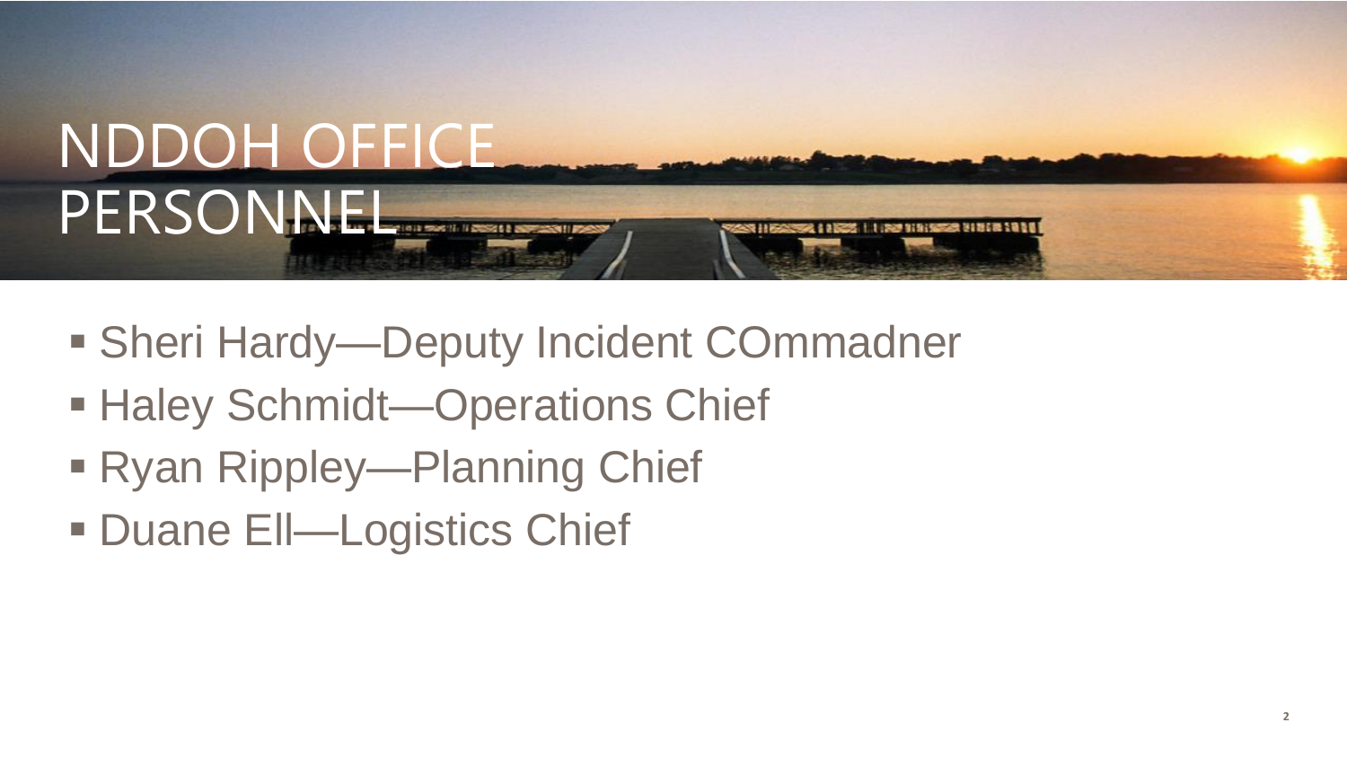# NDDOH OFFICE PERSONNEL

- Sheri Hardy—Deputy Incident COmmadner
- Haley Schmidt—Operations Chief
- Ryan Rippley—Planning Chief
- Duane Ell—Logistics Chief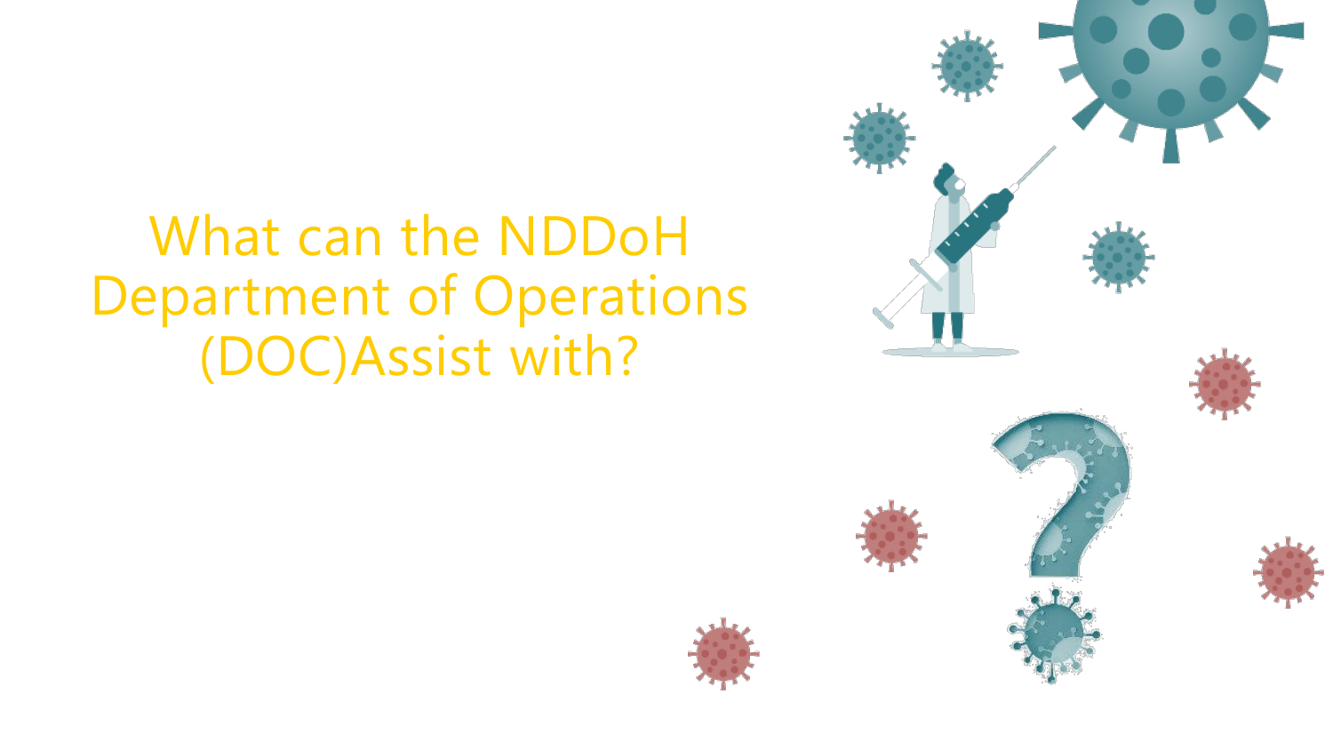# What can the NDDoH Department of Operations (DOC)Assist with?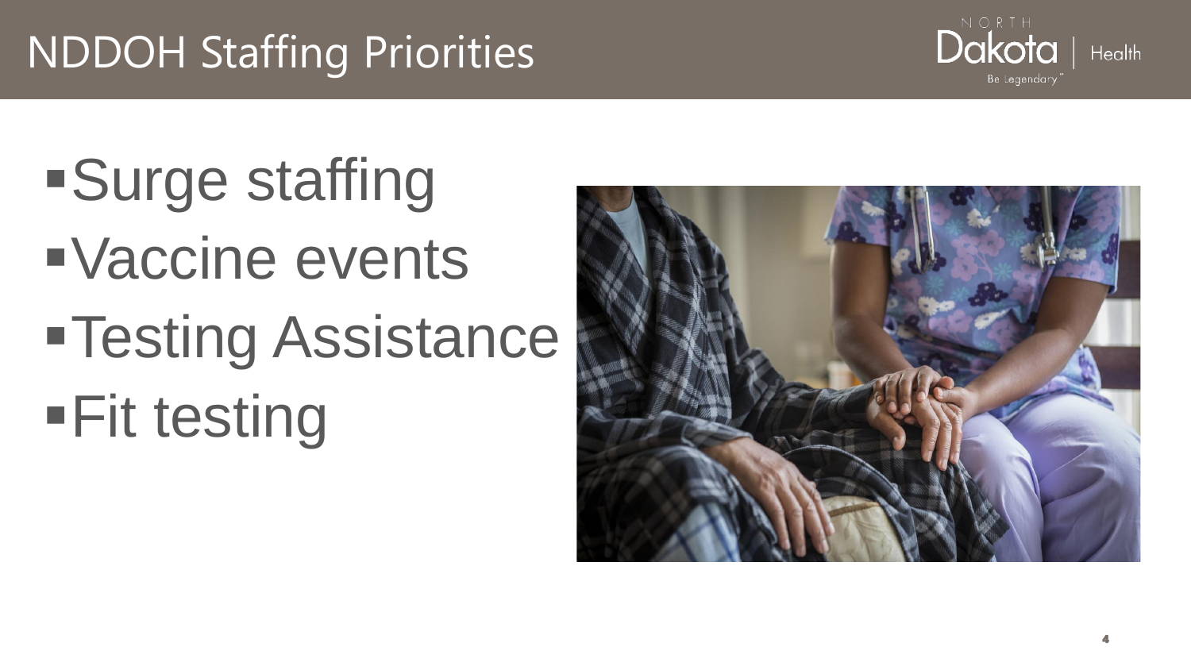# NDDOH Staffing Priorities

- Surge staffing
- Vaccine events
- Testing Assistance
- Fit testing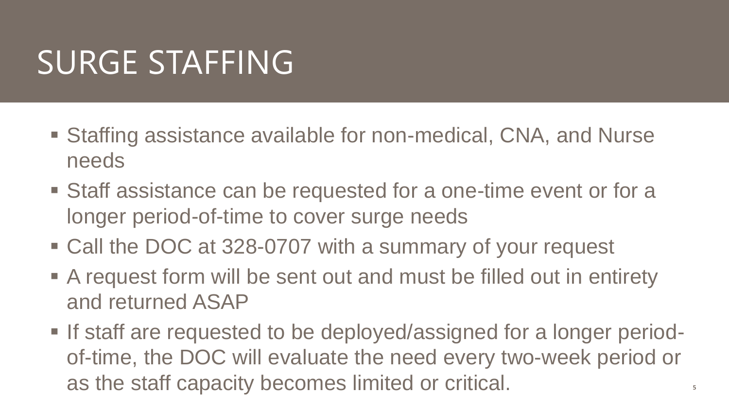# SURGE STAFFING

- Staffing assistance available for non-medical, CNA, and Nurse needs
- Staff assistance can be requested for a one-time event or for a longer period-of-time to cover surge needs
- Call the DOC at 328-0707 with a summary of your request
- A request form will be sent out and must be filled out in entirety and returned ASAP
- If staff are requested to be deployed/assigned for a longer period-of-time, the DOC will evaluate the need every two-week period or as the staff capacity becomes limited or critical.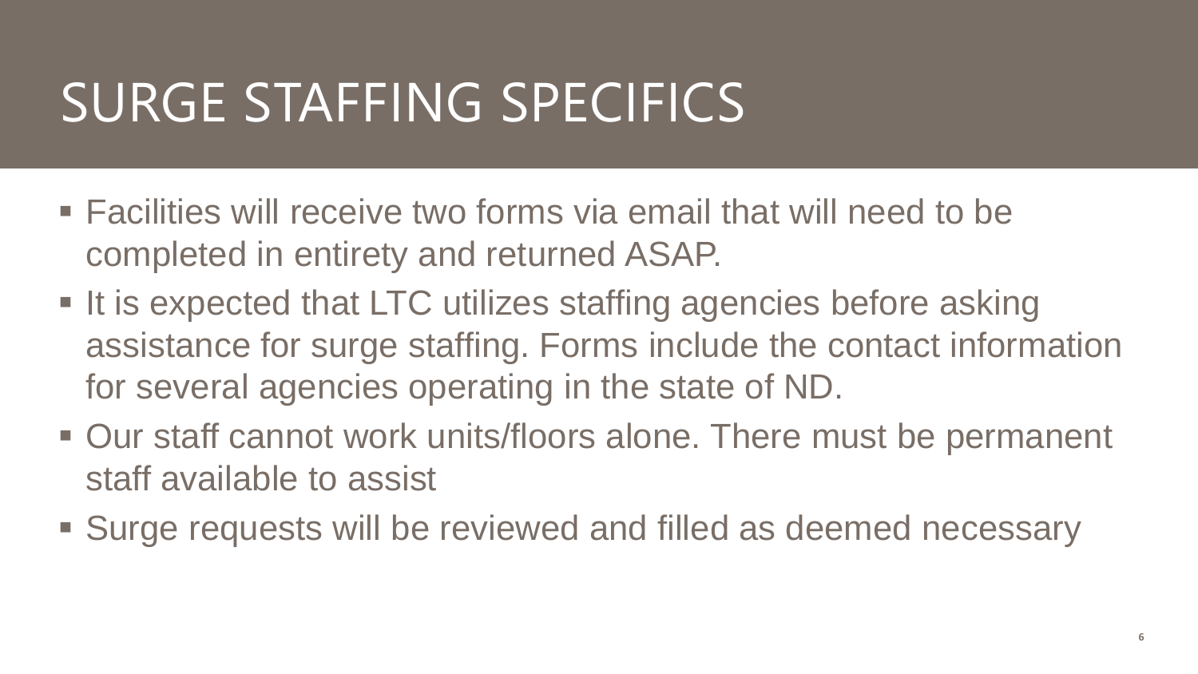# SURGE STAFFING SPECIFICS

- Facilities will receive two forms via email that will need to be completed in entirety and returned ASAP.
- It is expected that LTC utilizes staffing agencies before asking assistance for surge staffing. Forms include the contact information for several agencies operating in the state of ND.
- Our staff cannot work units/floors alone. There must be permanent staff available to assist
- Surge requests will be reviewed and filled as deemed necessary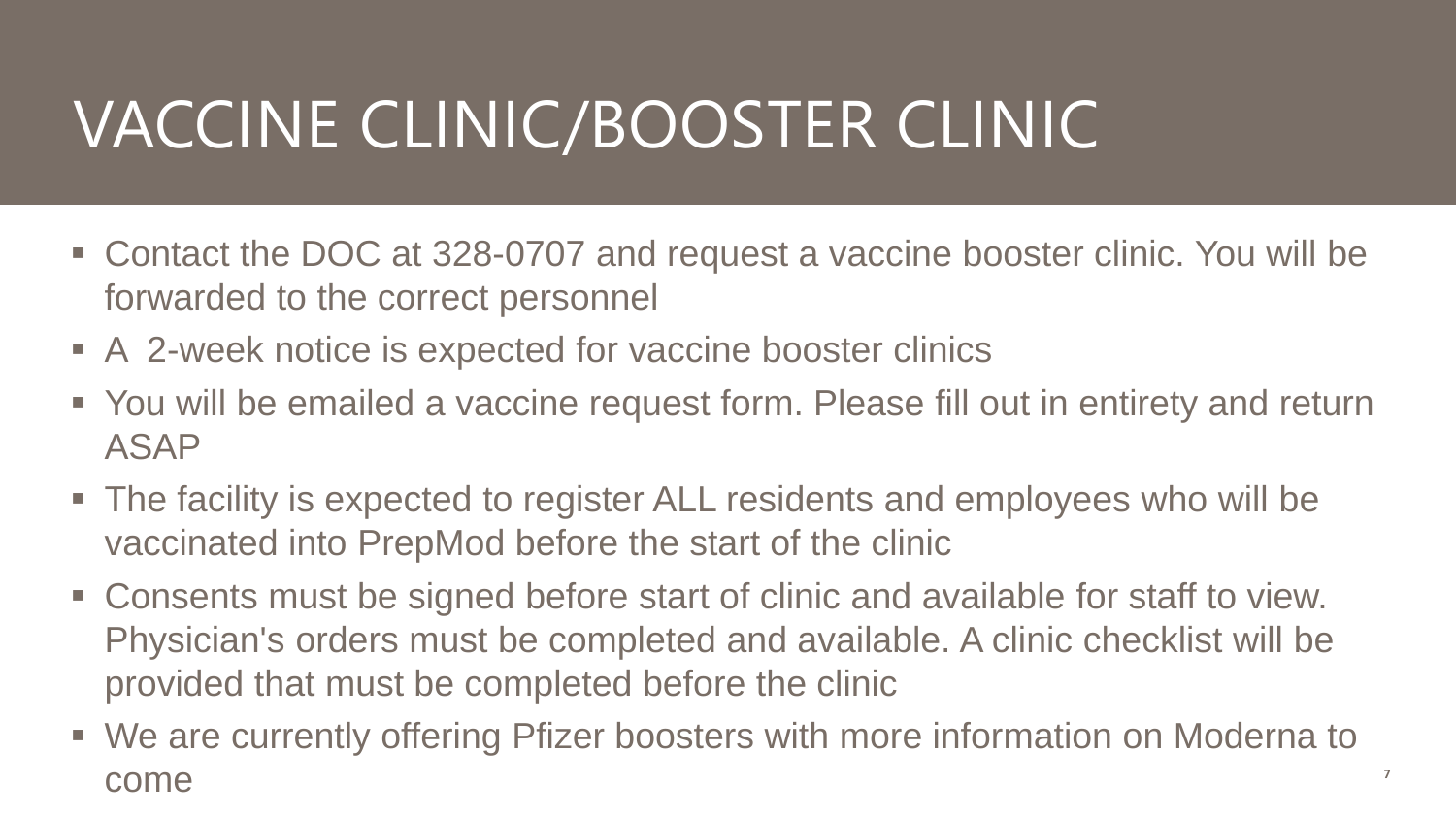# VACCINE CLINIC/BOOSTER CLINIC

- Contact the DOC at 328-0707 and request a vaccine booster clinic. You will be forwarded to the correct personnel
- A 2-week notice is expected for vaccine booster clinics
- You will be emailed a vaccine request form. Please fill out in entirety and return ASAP
- The facility is expected to register ALL residents and employees who will be vaccinated into PrepMod before the start of the clinic
- Consents must be signed before start of clinic and available for staff to view. Physician's orders must be completed and available. A clinic checklist will be provided that must be completed before the clinic
- We are currently offering Pfizer boosters with more information on Moderna to come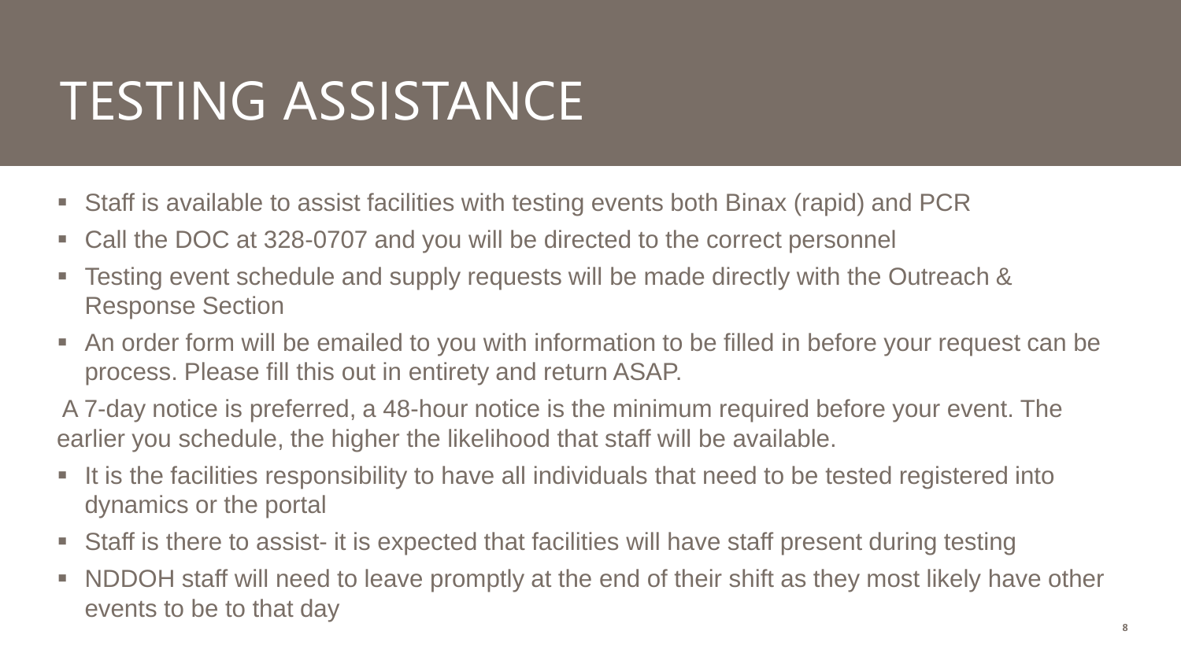# TESTING ASSISTANCE

- Staff is available to assist facilities with testing events both Binax (rapid) and PCR
- Call the DOC at 328-0707 and you will be directed to the correct personnel
- Testing event schedule and supply requests will be made directly with the Outreach & Response Section
- An order form will be emailed to you with information to be filled in before your request can be process. Please fill this out in entirety and return ASAP.

A 7-day notice is preferred, a 48-hour notice is the minimum required before your event. The earlier you schedule, the higher the likelihood that staff will be available.

- It is the facilities responsibility to have all individuals that need to be tested registered into dynamics or the portal
- Staff is there to assist- it is expected that facilities will have staff present during testing
- NDDOH staff will need to leave promptly at the end of their shift as they most likely have other events to be to that day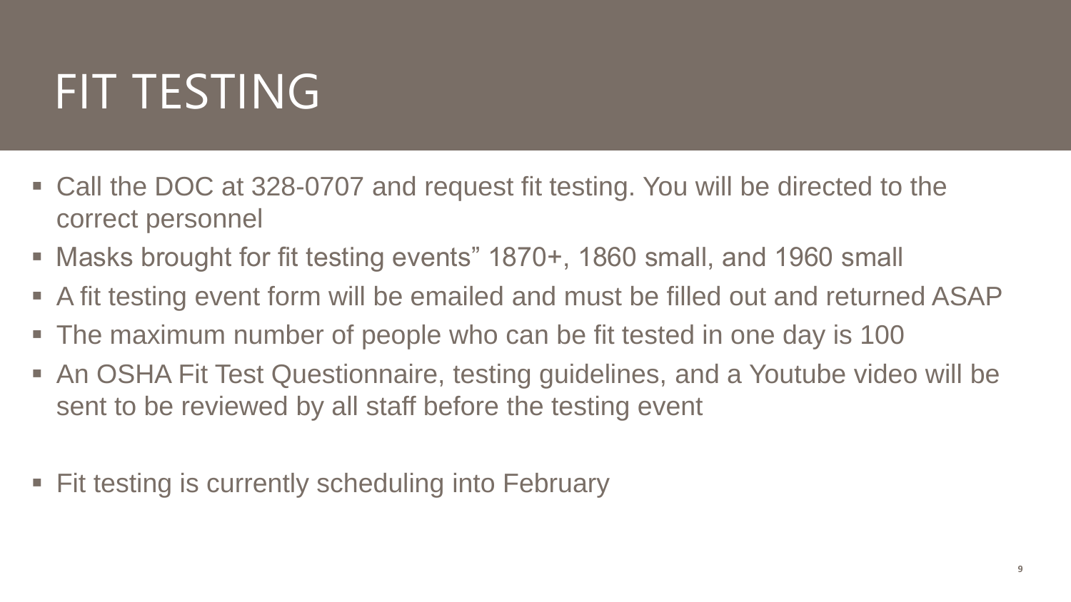# FIT TESTING

- Call the DOC at 328-0707 and request fit testing. You will be directed to the correct personnel
- Masks brought for fit testing events" 1870+, 1860 small, and 1960 small
- A fit testing event form will be emailed and must be filled out and returned ASAP
- The maximum number of people who can be fit tested in one day is 100
- An OSHA Fit Test Questionnaire, testing guidelines, and a Youtube video will be sent to be reviewed by all staff before the testing event

- Fit testing is currently scheduling into February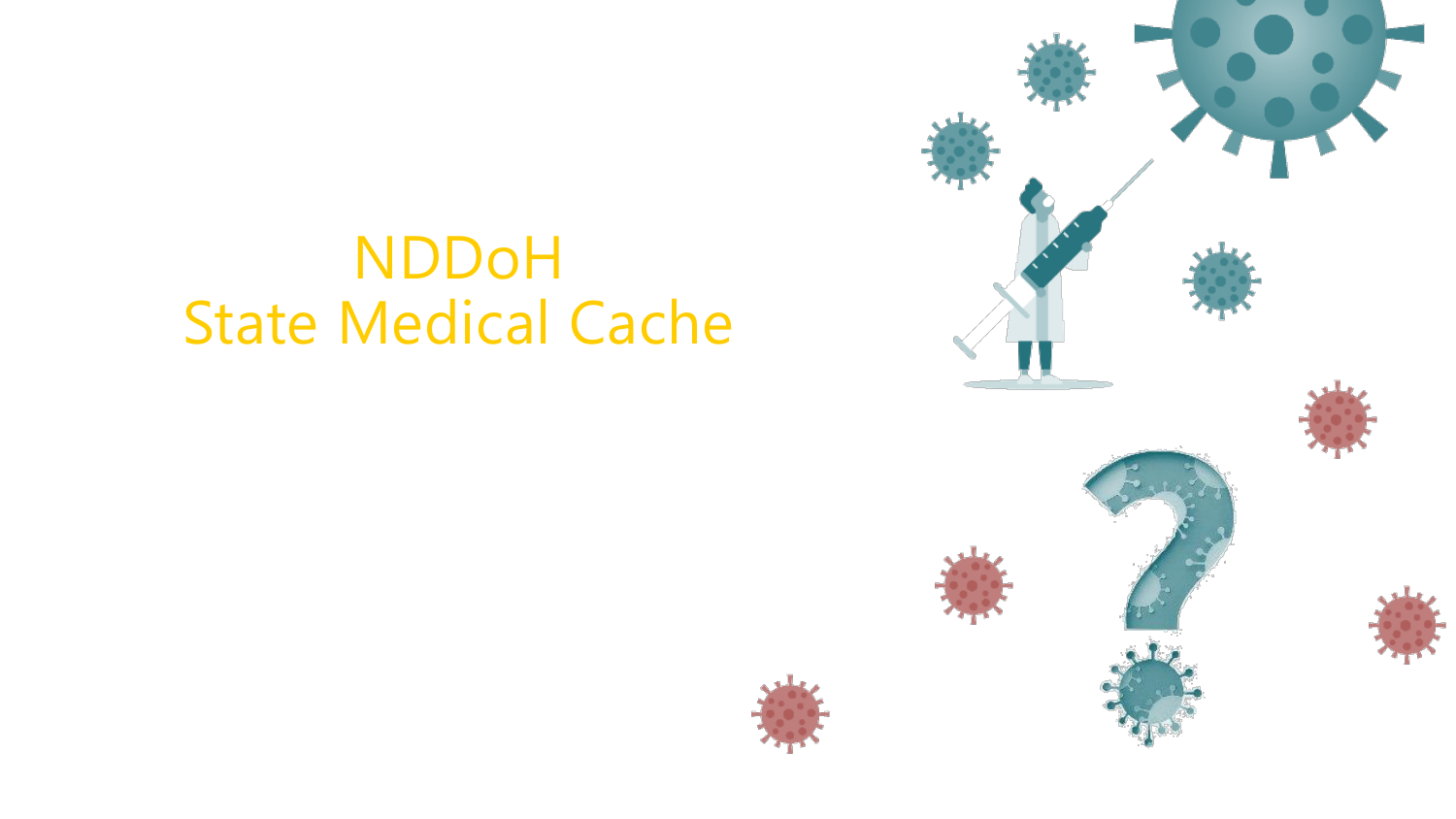# NDDoH
# State Medical Cache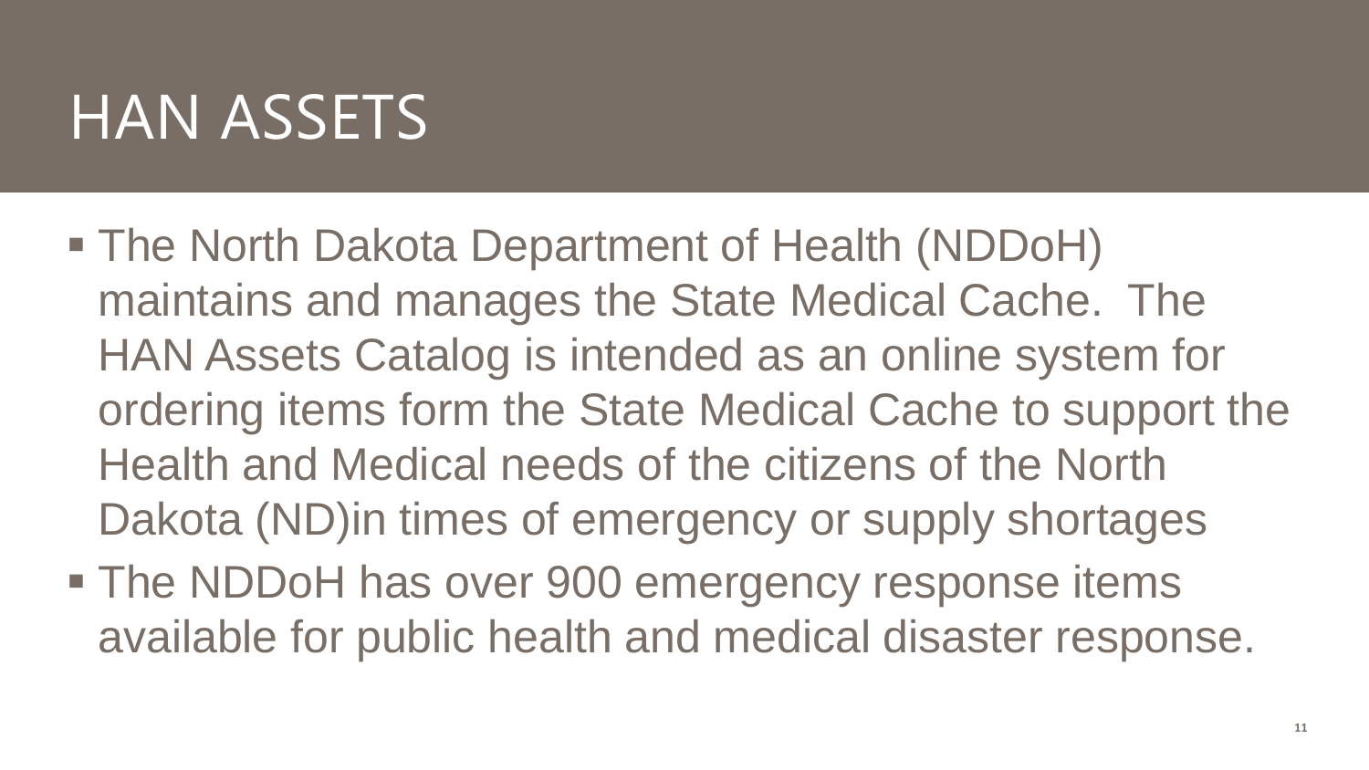# HAN ASSETS

- The North Dakota Department of Health (NDDoH) maintains and manages the State Medical Cache. The HAN Assets Catalog is intended as an online system for ordering items form the State Medical Cache to support the Health and Medical needs of the citizens of the North Dakota (ND)in times of emergency or supply shortages
- The NDDoH has over 900 emergency response items available for public health and medical disaster response.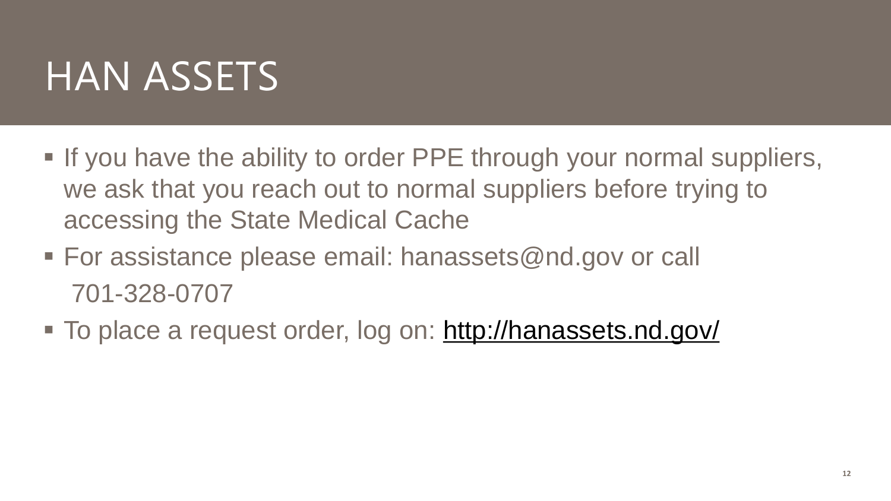# HAN ASSETS

- If you have the ability to order PPE through your normal suppliers, we ask that you reach out to normal suppliers before trying to accessing the State Medical Cache
- For assistance please email: hanassets@nd.gov or call 701-328-0707
- To place a request order, log on: http://hanassets.nd.gov/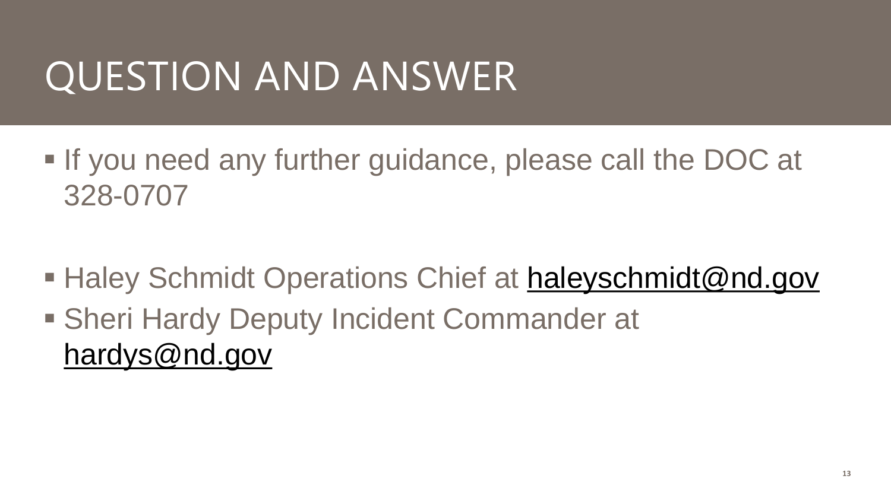# QUESTION AND ANSWER

- If you need any further guidance, please call the DOC at 328-0707

- Haley Schmidt Operations Chief at haleyschmidt@nd.gov
- Sheri Hardy Deputy Incident Commander at hardys@nd.gov